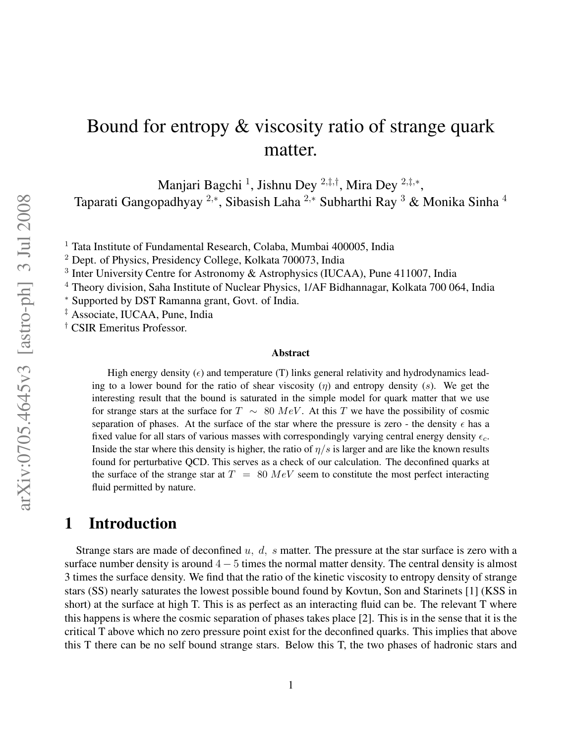# Bound for entropy & viscosity ratio of strange quark matter.

Manjari Bagchi [1], Jishnu Dey [2,‡,†], Mira Dey [2,‡,*],
Taparati Gangopadhyay [2,*], Sibasish Laha [2,*] Subharthi Ray [3] & Monika Sinha [4]

[1] Tata Institute of Fundamental Research, Colaba, Mumbai 400005, India
[2] Dept. of Physics, Presidency College, Kolkata 700073, India
[3] Inter University Centre for Astronomy & Astrophysics (IUCAA), Pune 411007, India
[4] Theory division, Saha Institute of Nuclear Physics, 1/AF Bidhannagar, Kolkata 700 064, India
[*] Supported by DST Ramanna grant, Govt. of India.
[‡] Associate, IUCAA, Pune, India
[†] CSIR Emeritus Professor.

**Abstract**

High energy density ($\epsilon$) and temperature (T) links general relativity and hydrodynamics leading to a lower bound for the ratio of shear viscosity ($\eta$) and entropy density ($s$). We get the interesting result that the bound is saturated in the simple model for quark matter that we use for strange stars at the surface for $T \sim 80\ MeV$. At this $T$ we have the possibility of cosmic separation of phases. At the surface of the star where the pressure is zero - the density $\epsilon$ has a fixed value for all stars of various masses with correspondingly varying central energy density $\epsilon_c$. Inside the star where this density is higher, the ratio of $\eta/s$ is larger and are like the known results found for perturbative QCD. This serves as a check of our calculation. The deconfined quarks at the surface of the strange star at $T = 80\ MeV$ seem to constitute the most perfect interacting fluid permitted by nature.

## 1 Introduction

Strange stars are made of deconfined $u,\ d,\ s$ matter. The pressure at the star surface is zero with a surface number density is around $4-5$ times the normal matter density. The central density is almost 3 times the surface density. We find that the ratio of the kinetic viscosity to entropy density of strange stars (SS) nearly saturates the lowest possible bound found by Kovtun, Son and Starinets [1] (KSS in short) at the surface at high T. This is as perfect as an interacting fluid can be. The relevant T where this happens is where the cosmic separation of phases takes place [2]. This is in the sense that it is the critical T above which no zero pressure point exist for the deconfined quarks. This implies that above this T there can be no self bound strange stars. Below this T, the two phases of hadronic stars and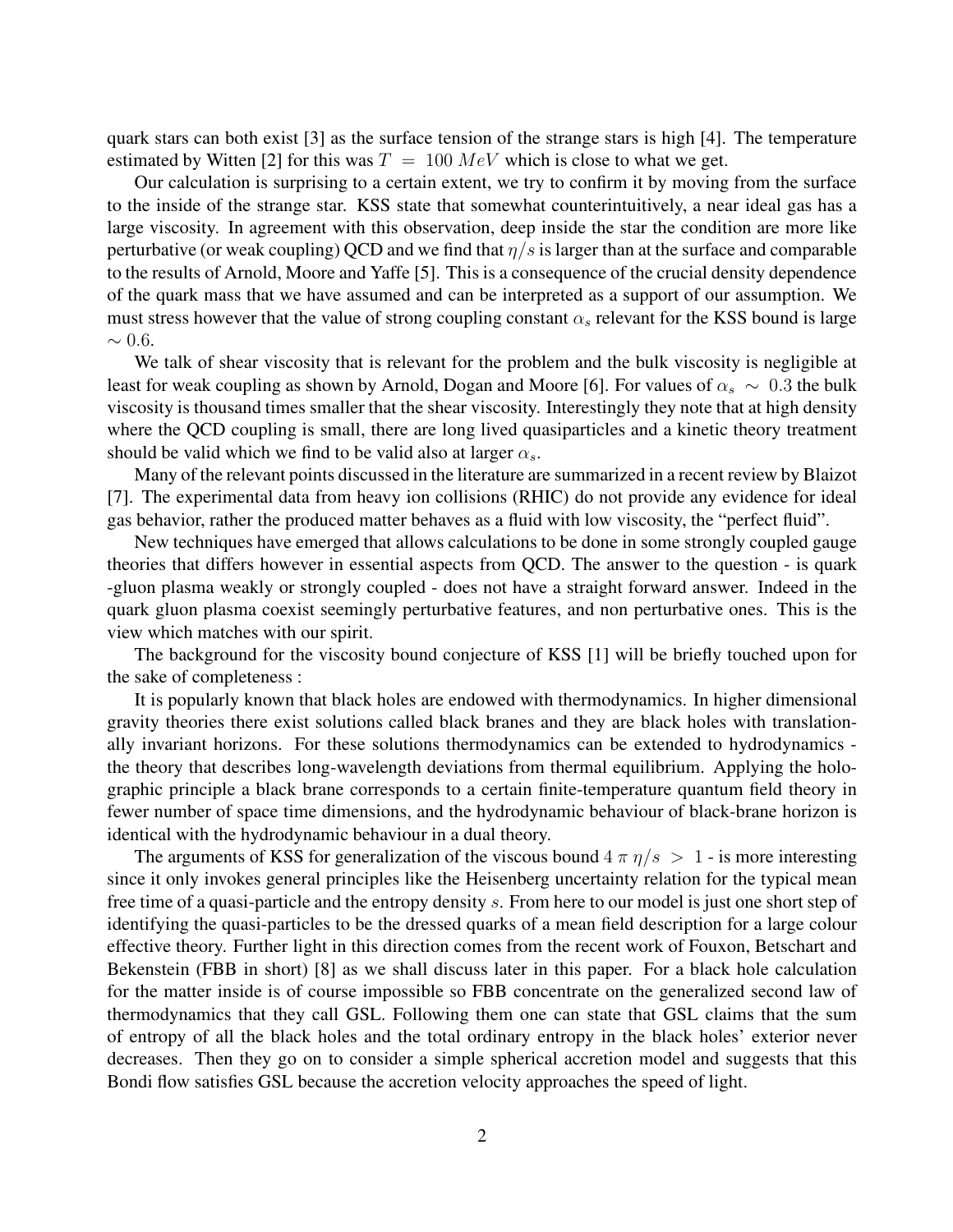quark stars can both exist [3] as the surface tension of the strange stars is high [4]. The temperature estimated by Witten [2] for this was $T = 100\ MeV$ which is close to what we get.

Our calculation is surprising to a certain extent, we try to confirm it by moving from the surface to the inside of the strange star. KSS state that somewhat counterintuitively, a near ideal gas has a large viscosity. In agreement with this observation, deep inside the star the condition are more like perturbative (or weak coupling) QCD and we find that $\eta/s$ is larger than at the surface and comparable to the results of Arnold, Moore and Yaffe [5]. This is a consequence of the crucial density dependence of the quark mass that we have assumed and can be interpreted as a support of our assumption. We must stress however that the value of strong coupling constant $\alpha_s$ relevant for the KSS bound is large $\sim 0.6$.

We talk of shear viscosity that is relevant for the problem and the bulk viscosity is negligible at least for weak coupling as shown by Arnold, Dogan and Moore [6]. For values of $\alpha_s \sim 0.3$ the bulk viscosity is thousand times smaller that the shear viscosity. Interestingly they note that at high density where the QCD coupling is small, there are long lived quasiparticles and a kinetic theory treatment should be valid which we find to be valid also at larger $\alpha_s$.

Many of the relevant points discussed in the literature are summarized in a recent review by Blaizot [7]. The experimental data from heavy ion collisions (RHIC) do not provide any evidence for ideal gas behavior, rather the produced matter behaves as a fluid with low viscosity, the "perfect fluid".

New techniques have emerged that allows calculations to be done in some strongly coupled gauge theories that differs however in essential aspects from QCD. The answer to the question - is quark -gluon plasma weakly or strongly coupled - does not have a straight forward answer. Indeed in the quark gluon plasma coexist seemingly perturbative features, and non perturbative ones. This is the view which matches with our spirit.

The background for the viscosity bound conjecture of KSS [1] will be briefly touched upon for the sake of completeness :

It is popularly known that black holes are endowed with thermodynamics. In higher dimensional gravity theories there exist solutions called black branes and they are black holes with translationally invariant horizons. For these solutions thermodynamics can be extended to hydrodynamics - the theory that describes long-wavelength deviations from thermal equilibrium. Applying the holographic principle a black brane corresponds to a certain finite-temperature quantum field theory in fewer number of space time dimensions, and the hydrodynamic behaviour of black-brane horizon is identical with the hydrodynamic behaviour in a dual theory.

The arguments of KSS for generalization of the viscous bound $4\,\pi\,\eta/s > 1$ - is more interesting since it only invokes general principles like the Heisenberg uncertainty relation for the typical mean free time of a quasi-particle and the entropy density $s$. From here to our model is just one short step of identifying the quasi-particles to be the dressed quarks of a mean field description for a large colour effective theory. Further light in this direction comes from the recent work of Fouxon, Betschart and Bekenstein (FBB in short) [8] as we shall discuss later in this paper. For a black hole calculation for the matter inside is of course impossible so FBB concentrate on the generalized second law of thermodynamics that they call GSL. Following them one can state that GSL claims that the sum of entropy of all the black holes and the total ordinary entropy in the black holes' exterior never decreases. Then they go on to consider a simple spherical accretion model and suggests that this Bondi flow satisfies GSL because the accretion velocity approaches the speed of light.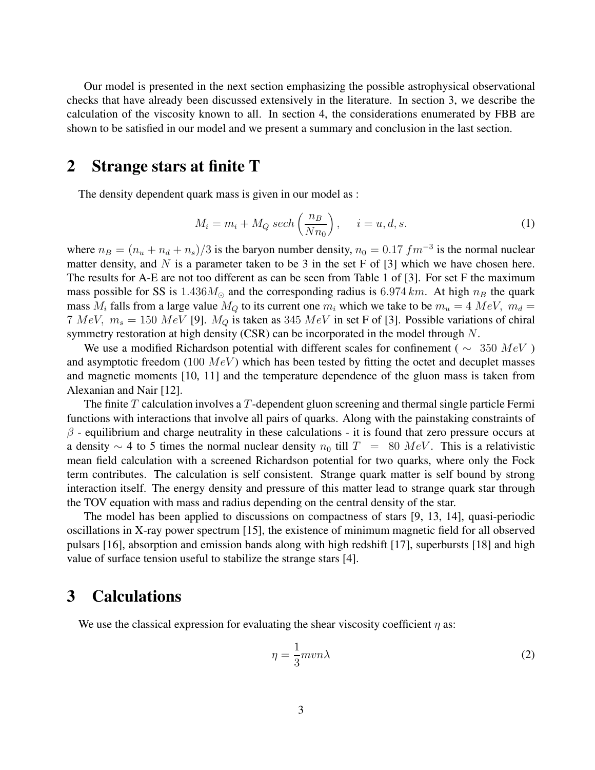Our model is presented in the next section emphasizing the possible astrophysical observational checks that have already been discussed extensively in the literature. In section 3, we describe the calculation of the viscosity known to all. In section 4, the considerations enumerated by FBB are shown to be satisfied in our model and we present a summary and conclusion in the last section.

## 2 Strange stars at finite T

The density dependent quark mass is given in our model as :

$$M_i = m_i + M_Q \, sech\left(\frac{n_B}{N n_0}\right), \quad i = u, d, s. \tag{1}$$

where $n_B = (n_u + n_d + n_s)/3$ is the baryon number density, $n_0 = 0.17 \, fm^{-3}$ is the normal nuclear matter density, and $N$ is a parameter taken to be 3 in the set F of [3] which we have chosen here. The results for A-E are not too different as can be seen from Table 1 of [3]. For set F the maximum mass possible for SS is $1.436 M_\odot$ and the corresponding radius is $6.974 \, km$. At high $n_B$ the quark mass $M_i$ falls from a large value $M_Q$ to its current one $m_i$ which we take to be $m_u = 4 \; MeV, \; m_d = 7 \; MeV, \; m_s = 150 \; MeV$ [9]. $M_Q$ is taken as $345 \; MeV$ in set F of [3]. Possible variations of chiral symmetry restoration at high density (CSR) can be incorporated in the model through $N$.

We use a modified Richardson potential with different scales for confinement ( $\sim \; 350 \; MeV$ ) and asymptotic freedom ($100 \; MeV$) which has been tested by fitting the octet and decuplet masses and magnetic moments [10, 11] and the temperature dependence of the gluon mass is taken from Alexanian and Nair [12].

The finite $T$ calculation involves a $T$-dependent gluon screening and thermal single particle Fermi functions with interactions that involve all pairs of quarks. Along with the painstaking constraints of $\beta$ - equilibrium and charge neutrality in these calculations - it is found that zero pressure occurs at a density $\sim$ 4 to 5 times the normal nuclear density $n_0$ till $T \; = \; 80 \; MeV$. This is a relativistic mean field calculation with a screened Richardson potential for two quarks, where only the Fock term contributes. The calculation is self consistent. Strange quark matter is self bound by strong interaction itself. The energy density and pressure of this matter lead to strange quark star through the TOV equation with mass and radius depending on the central density of the star.

The model has been applied to discussions on compactness of stars [9, 13, 14], quasi-periodic oscillations in X-ray power spectrum [15], the existence of minimum magnetic field for all observed pulsars [16], absorption and emission bands along with high redshift [17], superbursts [18] and high value of surface tension useful to stabilize the strange stars [4].

## 3 Calculations

We use the classical expression for evaluating the shear viscosity coefficient $\eta$ as:

$$\eta = \frac{1}{3} m v n \lambda \tag{2}$$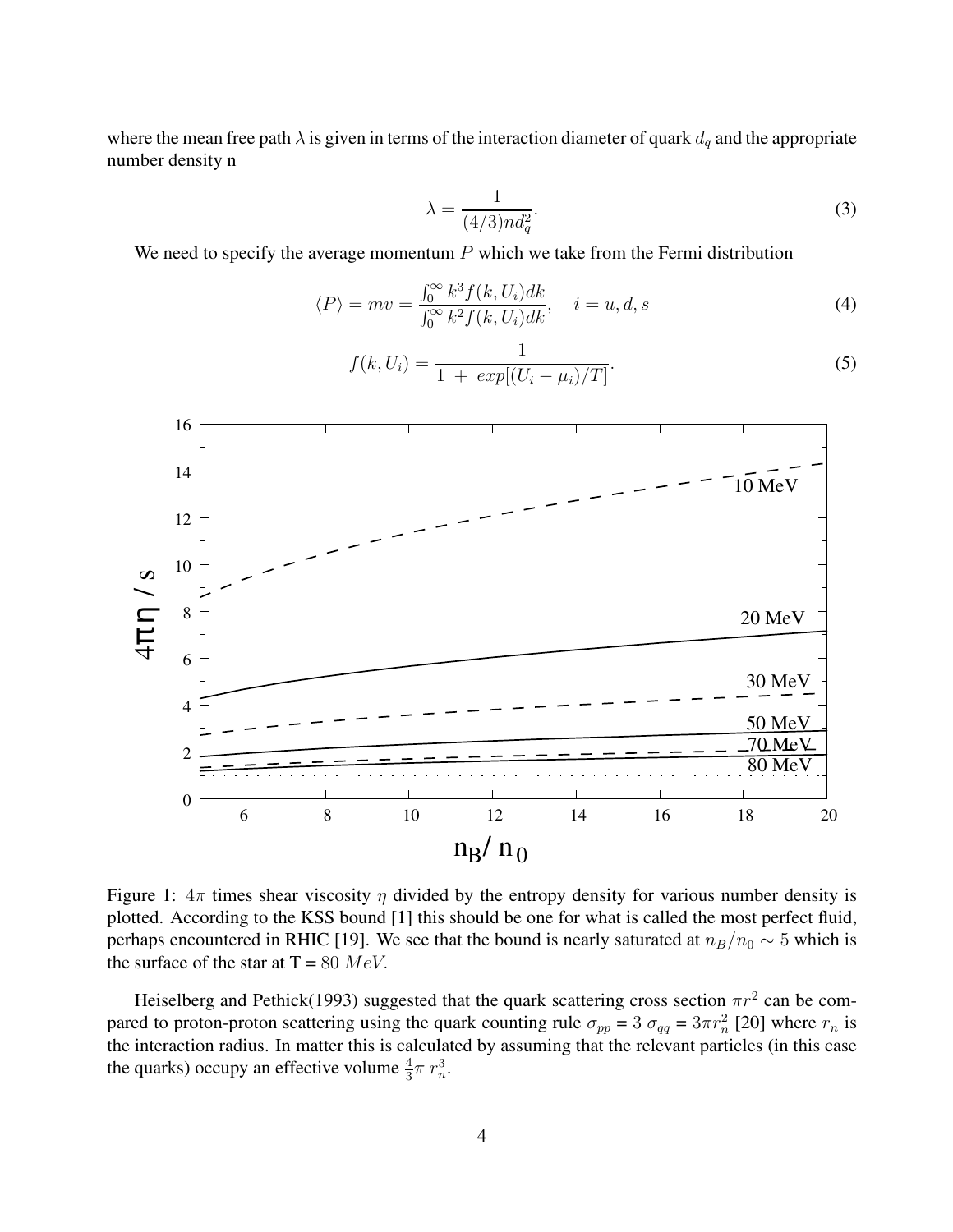where the mean free path $\lambda$ is given in terms of the interaction diameter of quark $d_q$ and the appropriate number density n

$$\lambda = \frac{1}{(4/3)nd_q^2}. \tag{3}$$

We need to specify the average momentum $P$ which we take from the Fermi distribution

$$\langle P \rangle = mv = \frac{\int_0^\infty k^3 f(k, U_i) dk}{\int_0^\infty k^2 f(k, U_i) dk}, \quad i = u, d, s \tag{4}$$

$$f(k, U_i) = \frac{1}{1 \; + \; exp[(U_i - \mu_i)/T]}. \tag{5}$$

$4\pi\eta$ / s

$n_B / n_0$

10 MeV
20 MeV
30 MeV
50 MeV
70 MeV
80 MeV

0
2
4
6
8
10
12
14
16

6
8
10
12
14
16
18
20

Figure 1: $4\pi$ times shear viscosity $\eta$ divided by the entropy density for various number density is plotted. According to the KSS bound [1] this should be one for what is called the most perfect fluid, perhaps encountered in RHIC [19]. We see that the bound is nearly saturated at $n_B/n_0 \sim 5$ which is the surface of the star at T = 80 $MeV$.

Heiselberg and Pethick(1993) suggested that the quark scattering cross section $\pi r^2$ can be compared to proton-proton scattering using the quark counting rule $\sigma_{pp}$ = 3 $\sigma_{qq}$ = $3\pi r_n^2$ [20] where $r_n$ is the interaction radius. In matter this is calculated by assuming that the relevant particles (in this case the quarks) occupy an effective volume $\frac{4}{3}\pi \; r_n^3$.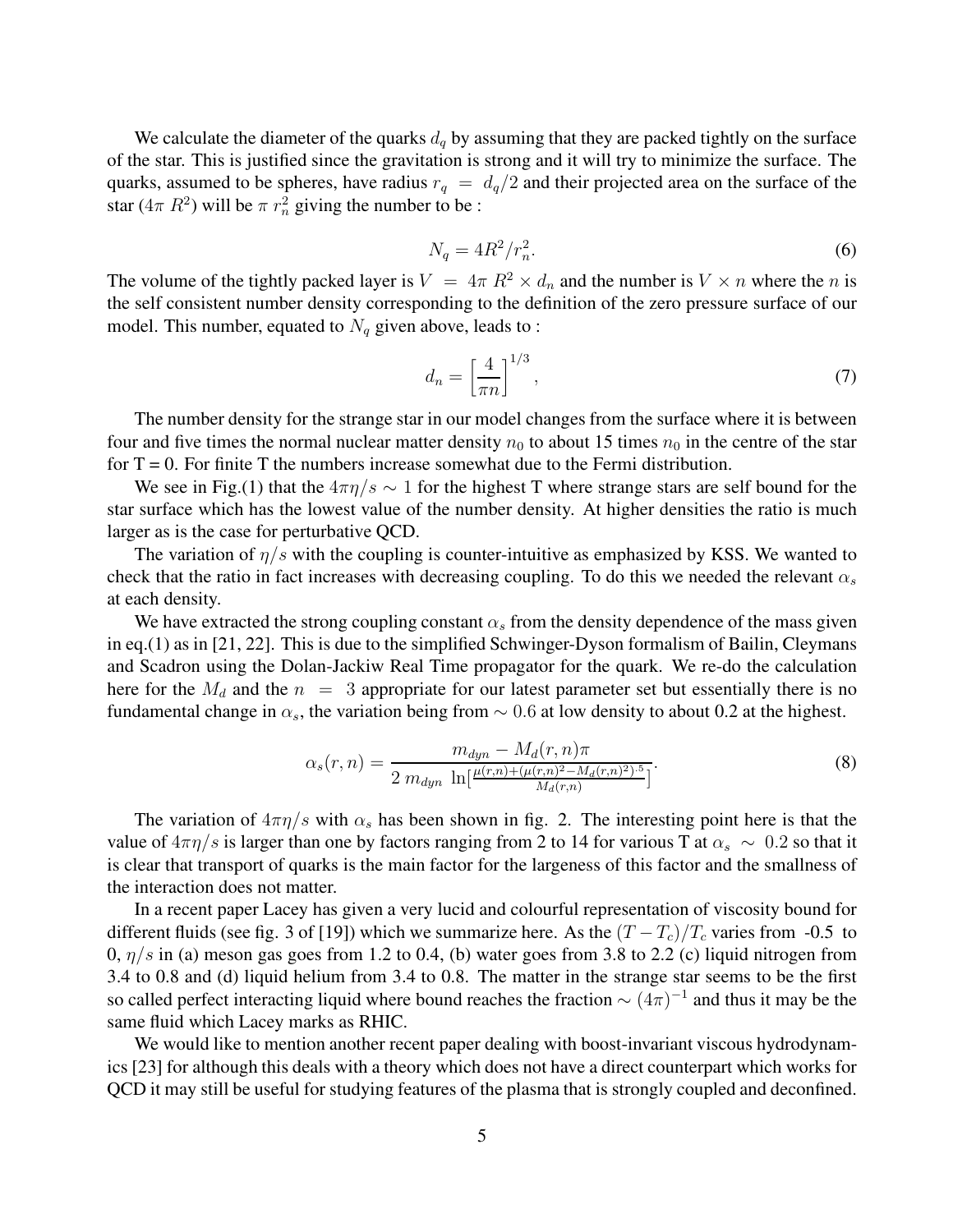We calculate the diameter of the quarks $d_q$ by assuming that they are packed tightly on the surface of the star. This is justified since the gravitation is strong and it will try to minimize the surface. The quarks, assumed to be spheres, have radius $r_q = d_q/2$ and their projected area on the surface of the star ($4\pi\, R^2$) will be $\pi\, r_n^2$ giving the number to be :

$$N_q = 4R^2/r_n^2. \tag{6}$$

The volume of the tightly packed layer is $V = 4\pi\, R^2 \times d_n$ and the number is $V \times n$ where the $n$ is the self consistent number density corresponding to the definition of the zero pressure surface of our model. This number, equated to $N_q$ given above, leads to :

$$d_n = \left[\frac{4}{\pi n}\right]^{1/3}, \tag{7}$$

The number density for the strange star in our model changes from the surface where it is between four and five times the normal nuclear matter density $n_0$ to about 15 times $n_0$ in the centre of the star for T = 0. For finite T the numbers increase somewhat due to the Fermi distribution.

We see in Fig.(1) that the $4\pi\eta/s \sim 1$ for the highest T where strange stars are self bound for the star surface which has the lowest value of the number density. At higher densities the ratio is much larger as is the case for perturbative QCD.

The variation of $\eta/s$ with the coupling is counter-intuitive as emphasized by KSS. We wanted to check that the ratio in fact increases with decreasing coupling. To do this we needed the relevant $\alpha_s$ at each density.

We have extracted the strong coupling constant $\alpha_s$ from the density dependence of the mass given in eq.(1) as in [21, 22]. This is due to the simplified Schwinger-Dyson formalism of Bailin, Cleymans and Scadron using the Dolan-Jackiw Real Time propagator for the quark. We re-do the calculation here for the $M_d$ and the $n = 3$ appropriate for our latest parameter set but essentially there is no fundamental change in $\alpha_s$, the variation being from $\sim 0.6$ at low density to about 0.2 at the highest.

$$\alpha_s(r,n) = \frac{m_{dyn} - M_d(r,n)\pi}{2\; m_{dyn}\; \ln[\frac{\mu(r,n)+(\mu(r,n)^2 - M_d(r,n)^2)^{.5}}{M_d(r,n)}]}. \tag{8}$$

The variation of $4\pi\eta/s$ with $\alpha_s$ has been shown in fig. 2. The interesting point here is that the value of $4\pi\eta/s$ is larger than one by factors ranging from 2 to 14 for various T at $\alpha_s \sim 0.2$ so that it is clear that transport of quarks is the main factor for the largeness of this factor and the smallness of the interaction does not matter.

In a recent paper Lacey has given a very lucid and colourful representation of viscosity bound for different fluids (see fig. 3 of [19]) which we summarize here. As the $(T - T_c)/T_c$ varies from -0.5 to 0, $\eta/s$ in (a) meson gas goes from 1.2 to 0.4, (b) water goes from 3.8 to 2.2 (c) liquid nitrogen from 3.4 to 0.8 and (d) liquid helium from 3.4 to 0.8. The matter in the strange star seems to be the first so called perfect interacting liquid where bound reaches the fraction $\sim (4\pi)^{-1}$ and thus it may be the same fluid which Lacey marks as RHIC.

We would like to mention another recent paper dealing with boost-invariant viscous hydrodynamics [23] for although this deals with a theory which does not have a direct counterpart which works for QCD it may still be useful for studying features of the plasma that is strongly coupled and deconfined.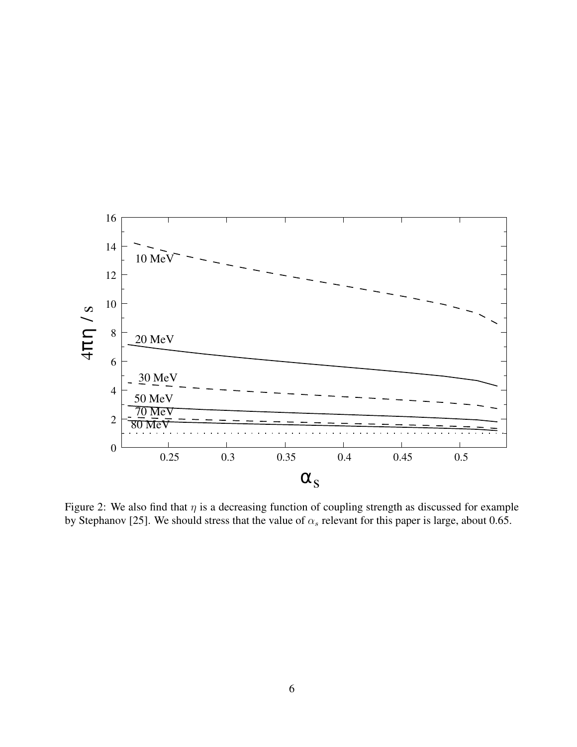16

14

12

10

8

6

4

2

0

0.25 0.3 0.35 0.4 0.45 0.5

$4\pi\eta / s$

$\alpha_s$

10 MeV

20 MeV

30 MeV

50 MeV

70 MeV

80 MeV

Figure 2: We also find that $\eta$ is a decreasing function of coupling strength as discussed for example by Stephanov [25]. We should stress that the value of $\alpha_s$ relevant for this paper is large, about 0.65.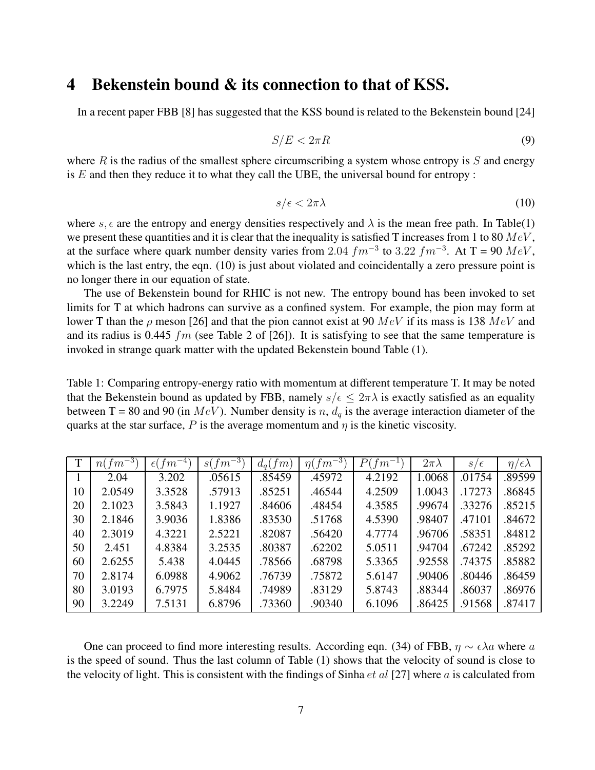## 4 Bekenstein bound & its connection to that of KSS.

In a recent paper FBB [8] has suggested that the KSS bound is related to the Bekenstein bound [24]

$$S/E < 2\pi R \tag{9}$$

where $R$ is the radius of the smallest sphere circumscribing a system whose entropy is $S$ and energy is $E$ and then they reduce it to what they call the UBE, the universal bound for entropy :

$$s/\epsilon < 2\pi\lambda \tag{10}$$

where $s, \epsilon$ are the entropy and energy densities respectively and $\lambda$ is the mean free path. In Table(1) we present these quantities and it is clear that the inequality is satisfied T increases from 1 to 80 $MeV$, at the surface where quark number density varies from $2.04\ fm^{-3}$ to $3.22\ fm^{-3}$. At T = 90 $MeV$, which is the last entry, the eqn. (10) is just about violated and coincidentally a zero pressure point is no longer there in our equation of state.

The use of Bekenstein bound for RHIC is not new. The entropy bound has been invoked to set limits for T at which hadrons can survive as a confined system. For example, the pion may form at lower T than the $\rho$ meson [26] and that the pion cannot exist at 90 $MeV$ if its mass is 138 $MeV$ and and its radius is 0.445 $fm$ (see Table 2 of [26]). It is satisfying to see that the same temperature is invoked in strange quark matter with the updated Bekenstein bound Table (1).

Table 1: Comparing entropy-energy ratio with momentum at different temperature T. It may be noted that the Bekenstein bound as updated by FBB, namely $s/\epsilon \leq 2\pi\lambda$ is exactly satisfied as an equality between T = 80 and 90 (in $MeV$). Number density is $n$, $d_q$ is the average interaction diameter of the quarks at the star surface, $P$ is the average momentum and $\eta$ is the kinetic viscosity.

| T | $n(fm^{-3})$ | $\epsilon(fm^{-4})$ | $s(fm^{-3})$ | $d_q(fm)$ | $\eta(fm^{-3})$ | $P(fm^{-1})$ | $2\pi\lambda$ | $s/\epsilon$ | $\eta/\epsilon\lambda$ |
|---|---|---|---|---|---|---|---|---|---|
| 1 | 2.04 | 3.202 | .05615 | .85459 | .45972 | 4.2192 | 1.0068 | .01754 | .89599 |
| 10 | 2.0549 | 3.3528 | .57913 | .85251 | .46544 | 4.2509 | 1.0043 | .17273 | .86845 |
| 20 | 2.1023 | 3.5843 | 1.1927 | .84606 | .48454 | 4.3585 | .99674 | .33276 | .85215 |
| 30 | 2.1846 | 3.9036 | 1.8386 | .83530 | .51768 | 4.5390 | .98407 | .47101 | .84672 |
| 40 | 2.3019 | 4.3221 | 2.5221 | .82087 | .56420 | 4.7774 | .96706 | .58351 | .84812 |
| 50 | 2.451 | 4.8384 | 3.2535 | .80387 | .62202 | 5.0511 | .94704 | .67242 | .85292 |
| 60 | 2.6255 | 5.438 | 4.0445 | .78566 | .68798 | 5.3365 | .92558 | .74375 | .85882 |
| 70 | 2.8174 | 6.0988 | 4.9062 | .76739 | .75872 | 5.6147 | .90406 | .80446 | .86459 |
| 80 | 3.0193 | 6.7975 | 5.8484 | .74989 | .83129 | 5.8743 | .88344 | .86037 | .86976 |
| 90 | 3.2249 | 7.5131 | 6.8796 | .73360 | .90340 | 6.1096 | .86425 | .91568 | .87417 |

One can proceed to find more interesting results. According eqn. (34) of FBB, $\eta \sim \epsilon\lambda a$ where $a$ is the speed of sound. Thus the last column of Table (1) shows that the velocity of sound is close to the velocity of light. This is consistent with the findings of Sinha $et\ al$ [27] where $a$ is calculated from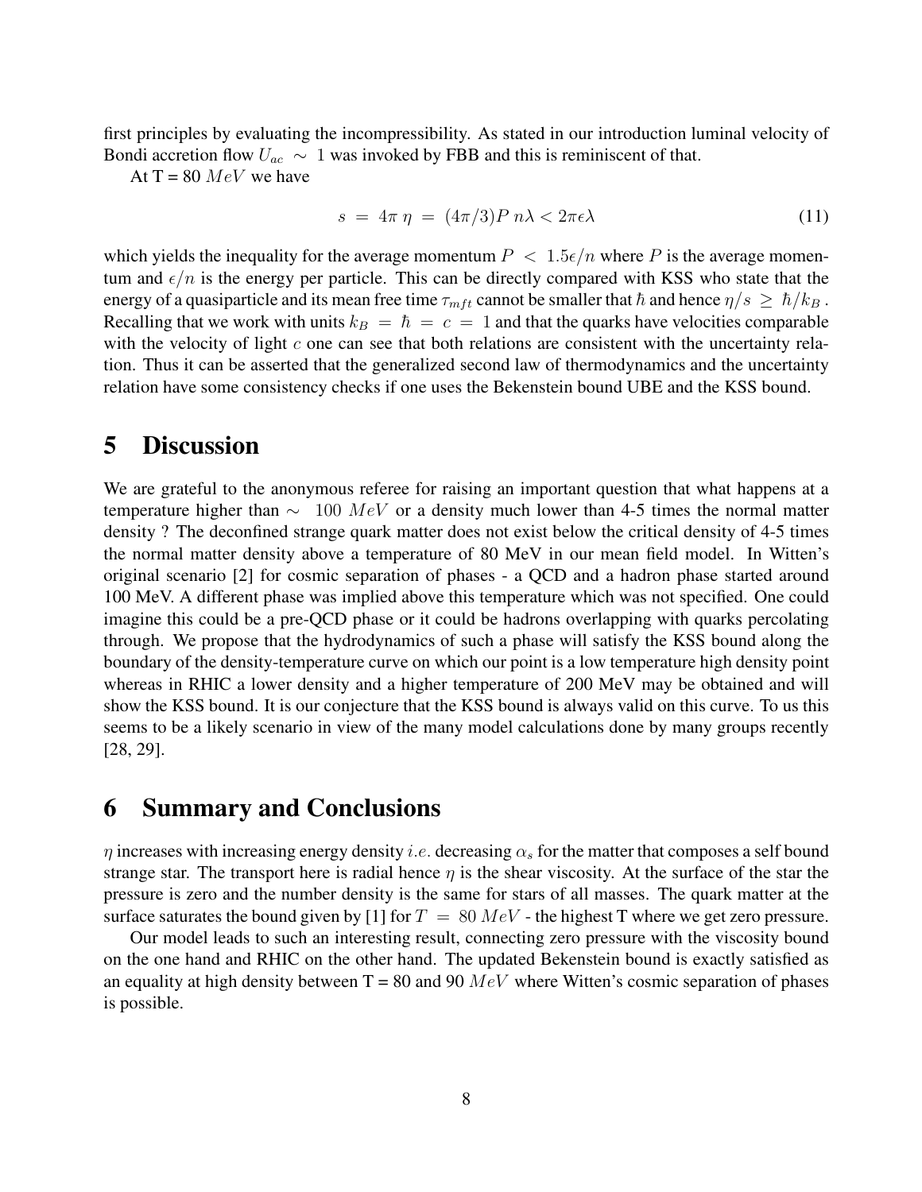first principles by evaluating the incompressibility. As stated in our introduction luminal velocity of Bondi accretion flow $U_{ac} \sim 1$ was invoked by FBB and this is reminiscent of that.

At T = 80 $MeV$ we have

$$s = 4\pi \, \eta = (4\pi/3) P \, n\lambda < 2\pi\epsilon\lambda \tag{11}$$

which yields the inequality for the average momentum $P < 1.5\epsilon/n$ where $P$ is the average momentum and $\epsilon/n$ is the energy per particle. This can be directly compared with KSS who state that the energy of a quasiparticle and its mean free time $\tau_{mft}$ cannot be smaller that $\hbar$ and hence $\eta/s \geq \hbar/k_B$. Recalling that we work with units $k_B = \hbar = c = 1$ and that the quarks have velocities comparable with the velocity of light $c$ one can see that both relations are consistent with the uncertainty relation. Thus it can be asserted that the generalized second law of thermodynamics and the uncertainty relation have some consistency checks if one uses the Bekenstein bound UBE and the KSS bound.

# 5 Discussion

We are grateful to the anonymous referee for raising an important question that what happens at a temperature higher than $\sim \; 100 \; MeV$ or a density much lower than 4-5 times the normal matter density ? The deconfined strange quark matter does not exist below the critical density of 4-5 times the normal matter density above a temperature of 80 MeV in our mean field model. In Witten's original scenario [2] for cosmic separation of phases - a QCD and a hadron phase started around 100 MeV. A different phase was implied above this temperature which was not specified. One could imagine this could be a pre-QCD phase or it could be hadrons overlapping with quarks percolating through. We propose that the hydrodynamics of such a phase will satisfy the KSS bound along the boundary of the density-temperature curve on which our point is a low temperature high density point whereas in RHIC a lower density and a higher temperature of 200 MeV may be obtained and will show the KSS bound. It is our conjecture that the KSS bound is always valid on this curve. To us this seems to be a likely scenario in view of the many model calculations done by many groups recently [28, 29].

# 6 Summary and Conclusions

$\eta$ increases with increasing energy density *i.e.* decreasing $\alpha_s$ for the matter that composes a self bound strange star. The transport here is radial hence $\eta$ is the shear viscosity. At the surface of the star the pressure is zero and the number density is the same for stars of all masses. The quark matter at the surface saturates the bound given by [1] for $T = 80 \; MeV$ - the highest T where we get zero pressure.

Our model leads to such an interesting result, connecting zero pressure with the viscosity bound on the one hand and RHIC on the other hand. The updated Bekenstein bound is exactly satisfied as an equality at high density between T = 80 and 90 $MeV$ where Witten's cosmic separation of phases is possible.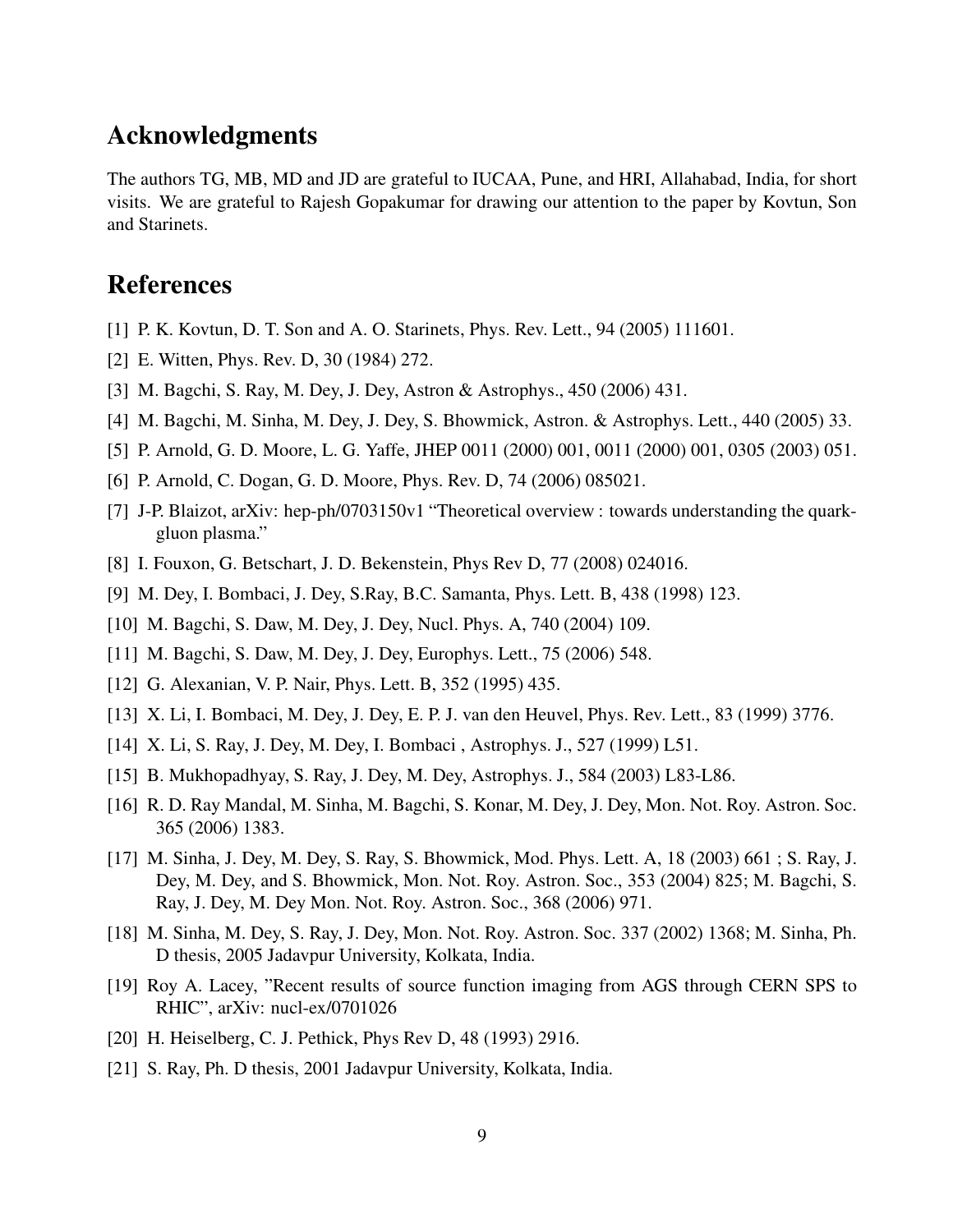## Acknowledgments

The authors TG, MB, MD and JD are grateful to IUCAA, Pune, and HRI, Allahabad, India, for short visits. We are grateful to Rajesh Gopakumar for drawing our attention to the paper by Kovtun, Son and Starinets.

## References

[1] P. K. Kovtun, D. T. Son and A. O. Starinets, Phys. Rev. Lett., 94 (2005) 111601.

[2] E. Witten, Phys. Rev. D, 30 (1984) 272.

[3] M. Bagchi, S. Ray, M. Dey, J. Dey, Astron & Astrophys., 450 (2006) 431.

[4] M. Bagchi, M. Sinha, M. Dey, J. Dey, S. Bhowmick, Astron. & Astrophys. Lett., 440 (2005) 33.

[5] P. Arnold, G. D. Moore, L. G. Yaffe, JHEP 0011 (2000) 001, 0011 (2000) 001, 0305 (2003) 051.

[6] P. Arnold, C. Dogan, G. D. Moore, Phys. Rev. D, 74 (2006) 085021.

[7] J-P. Blaizot, arXiv: hep-ph/0703150v1 "Theoretical overview : towards understanding the quark-gluon plasma."

[8] I. Fouxon, G. Betschart, J. D. Bekenstein, Phys Rev D, 77 (2008) 024016.

[9] M. Dey, I. Bombaci, J. Dey, S.Ray, B.C. Samanta, Phys. Lett. B, 438 (1998) 123.

[10] M. Bagchi, S. Daw, M. Dey, J. Dey, Nucl. Phys. A, 740 (2004) 109.

[11] M. Bagchi, S. Daw, M. Dey, J. Dey, Europhys. Lett., 75 (2006) 548.

[12] G. Alexanian, V. P. Nair, Phys. Lett. B, 352 (1995) 435.

[13] X. Li, I. Bombaci, M. Dey, J. Dey, E. P. J. van den Heuvel, Phys. Rev. Lett., 83 (1999) 3776.

[14] X. Li, S. Ray, J. Dey, M. Dey, I. Bombaci , Astrophys. J., 527 (1999) L51.

[15] B. Mukhopadhyay, S. Ray, J. Dey, M. Dey, Astrophys. J., 584 (2003) L83-L86.

[16] R. D. Ray Mandal, M. Sinha, M. Bagchi, S. Konar, M. Dey, J. Dey, Mon. Not. Roy. Astron. Soc. 365 (2006) 1383.

[17] M. Sinha, J. Dey, M. Dey, S. Ray, S. Bhowmick, Mod. Phys. Lett. A, 18 (2003) 661 ; S. Ray, J. Dey, M. Dey, and S. Bhowmick, Mon. Not. Roy. Astron. Soc., 353 (2004) 825; M. Bagchi, S. Ray, J. Dey, M. Dey Mon. Not. Roy. Astron. Soc., 368 (2006) 971.

[18] M. Sinha, M. Dey, S. Ray, J. Dey, Mon. Not. Roy. Astron. Soc. 337 (2002) 1368; M. Sinha, Ph. D thesis, 2005 Jadavpur University, Kolkata, India.

[19] Roy A. Lacey, "Recent results of source function imaging from AGS through CERN SPS to RHIC", arXiv: nucl-ex/0701026

[20] H. Heiselberg, C. J. Pethick, Phys Rev D, 48 (1993) 2916.

[21] S. Ray, Ph. D thesis, 2001 Jadavpur University, Kolkata, India.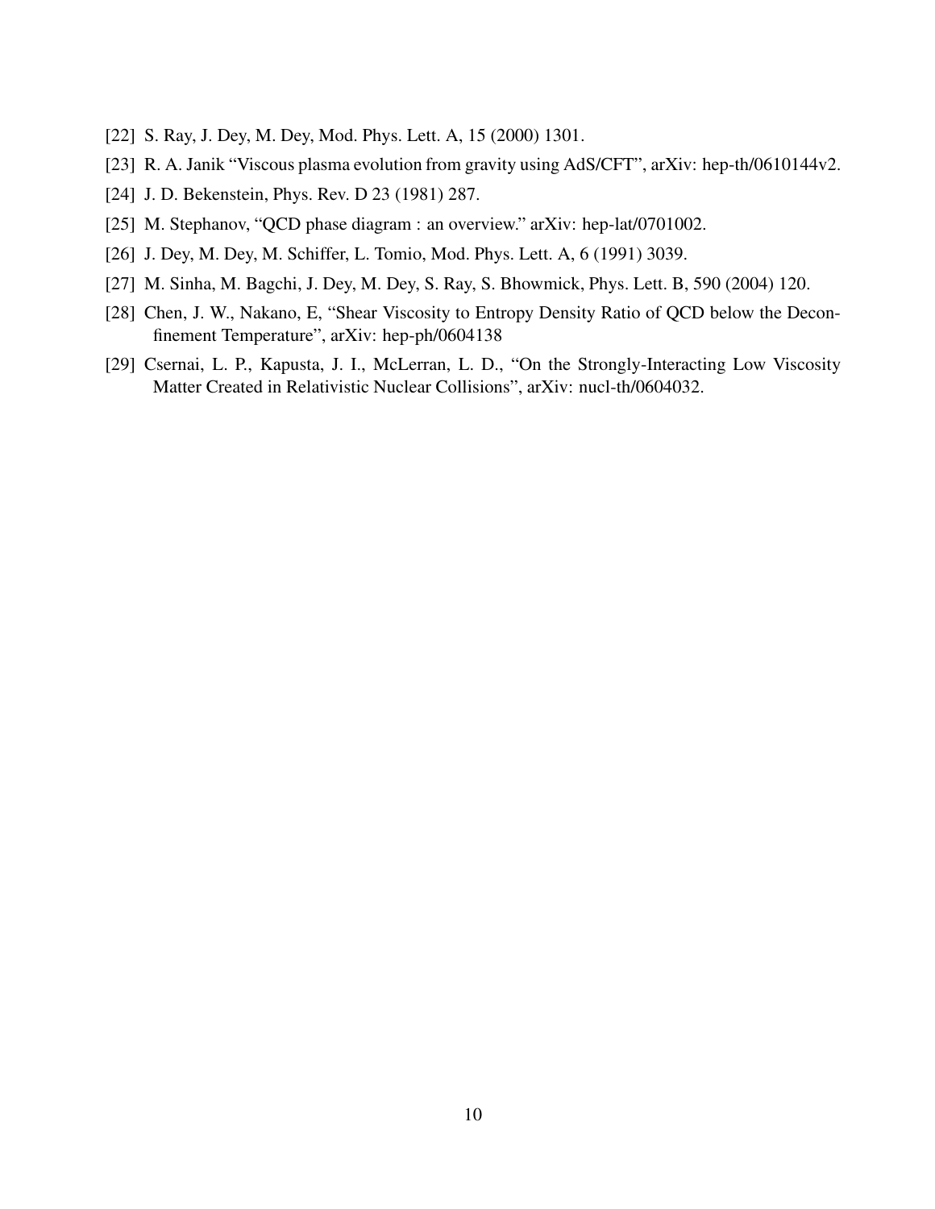[22] S. Ray, J. Dey, M. Dey, Mod. Phys. Lett. A, 15 (2000) 1301.

[23] R. A. Janik "Viscous plasma evolution from gravity using AdS/CFT", arXiv: hep-th/0610144v2.

[24] J. D. Bekenstein, Phys. Rev. D 23 (1981) 287.

[25] M. Stephanov, "QCD phase diagram : an overview." arXiv: hep-lat/0701002.

[26] J. Dey, M. Dey, M. Schiffer, L. Tomio, Mod. Phys. Lett. A, 6 (1991) 3039.

[27] M. Sinha, M. Bagchi, J. Dey, M. Dey, S. Ray, S. Bhowmick, Phys. Lett. B, 590 (2004) 120.

[28] Chen, J. W., Nakano, E, "Shear Viscosity to Entropy Density Ratio of QCD below the Deconfinement Temperature", arXiv: hep-ph/0604138

[29] Csernai, L. P., Kapusta, J. I., McLerran, L. D., "On the Strongly-Interacting Low Viscosity Matter Created in Relativistic Nuclear Collisions", arXiv: nucl-th/0604032.